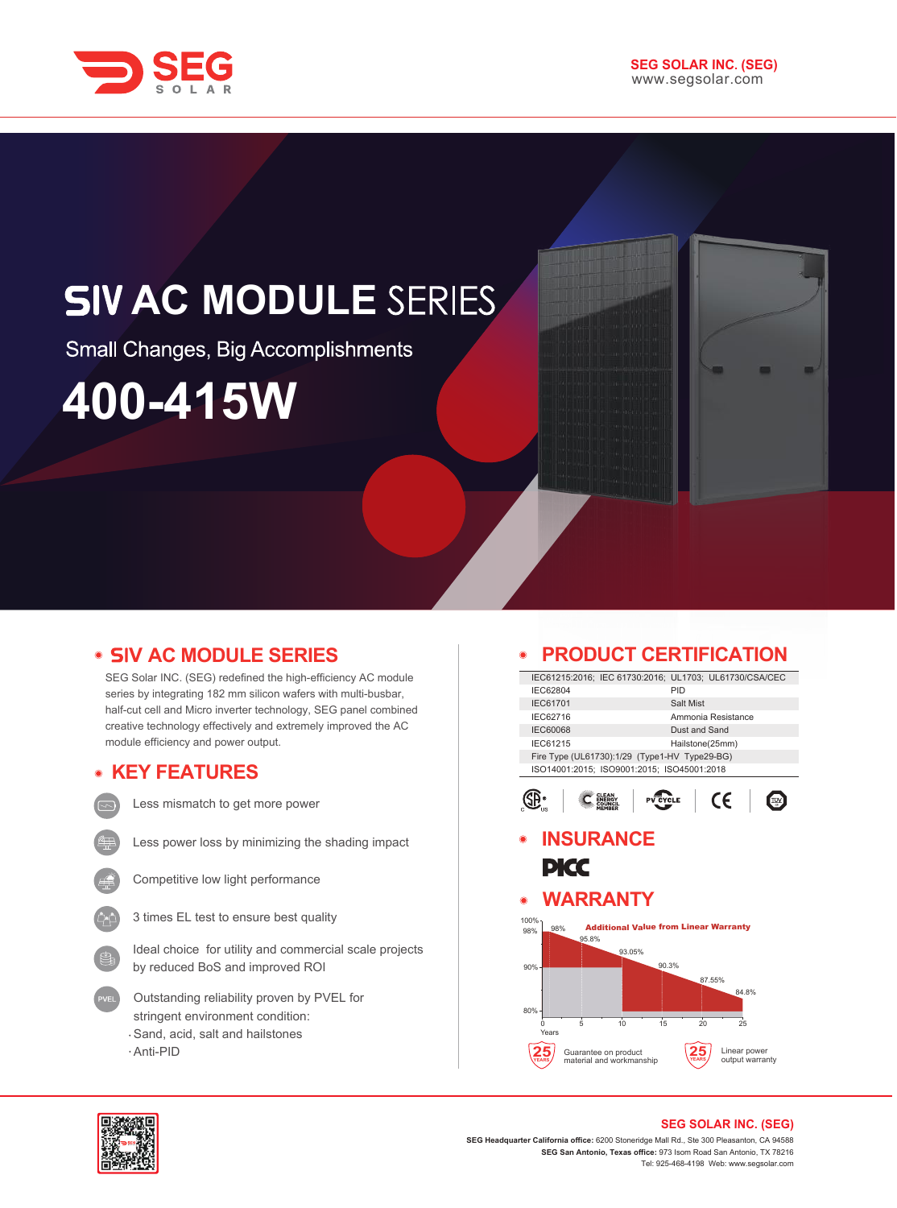SEG SOLAR INC. (SEG)
www.segsolar.com

# SIV AC MODULE SERIES

Small Changes, Big Accomplishments

# 400-415W

## SIV AC MODULE SERIES

SEG Solar INC. (SEG) redefined the high-efficiency AC module series by integrating 182 mm silicon wafers with multi-busbar, half-cut cell and Micro inverter technology, SEG panel combined creative technology effectively and extremely improved the AC module efficiency and power output.

## KEY FEATURES

- Less mismatch to get more power
- Less power loss by minimizing the shading impact
- Competitive low light performance
- 3 times EL test to ensure best quality
- Ideal choice for utility and commercial scale projects by reduced BoS and improved ROI
- Outstanding reliability proven by PVEL for stringent environment condition:
  - Sand, acid, salt and hailstones
  - Anti-PID

## PRODUCT CERTIFICATION

| IEC61215:2016; IEC 61730:2016; UL1703; UL61730/CSA/CEC | |
|---|---|
| IEC62804 | PID |
| IEC61701 | Salt Mist |
| IEC62716 | Ammonia Resistance |
| IEC60068 | Dust and Sand |
| IEC61215 | Hailstone(25mm) |
| Fire Type (UL61730):1/29 (Type1-HV Type29-BG) | |
| ISO14001:2015; ISO9001:2015; ISO45001:2018 | |

## INSURANCE

PICC

## WARRANTY

Additional Value from Linear Warranty

| Years | 0 | 5 | 10 | 15 | 20 | 25 |
|---|---|---|---|---|---|---|
| Power | 98% | 95.8% | 93.05% | 90.3% | 87.55% | 84.8% |

25 YEARS Guarantee on product material and workmanship

25 YEARS Linear power output warranty

SEG SOLAR INC. (SEG)

**SEG Headquarter California office:** 6200 Stoneridge Mall Rd., Ste 300 Pleasanton, CA 94588

**SEG San Antonio, Texas office:** 973 Isom Road San Antonio, TX 78216

Tel: 925-468-4198 Web: www.segsolar.com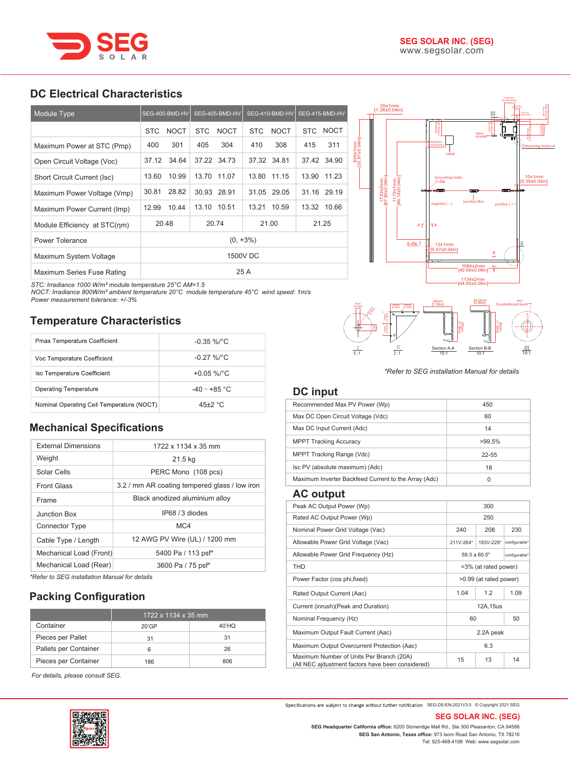SEG SOLAR INC. (SEG)
www.segsolar.com

## DC Electrical Characteristics

| Module Type | SEG-400-BMD-HV | | SEG-405-BMD-HV | | SEG-410-BMD-HV | | SEG-415-BMD-HV | |
|---|---|---|---|---|---|---|---|---|
| | STC | NOCT | STC | NOCT | STC | NOCT | STC | NOCT |
| Maximum Power at STC (Pmp) | 400 | 301 | 405 | 304 | 410 | 308 | 415 | 311 |
| Open Circuit Voltage (Voc) | 37.12 | 34.64 | 37.22 | 34.73 | 37.32 | 34.81 | 37.42 | 34.90 |
| Short Circuit Current (Isc) | 13.60 | 10.99 | 13.70 | 11.07 | 13.80 | 11.15 | 13.90 | 11.23 |
| Maximum Power Voltage (Vmp) | 30.81 | 28.82 | 30.93 | 28.91 | 31.05 | 29.05 | 31.16 | 29.19 |
| Maximum Power Current (Imp) | 12.99 | 10.44 | 13.10 | 10.51 | 13.21 | 10.59 | 13.32 | 10.66 |
| Module Efficiency at STC(ηm) | 20.48 | | 20.74 | | 21.00 | | 21.25 | |
| Power Tolerance | (0, +3%) | | | | | | | |
| Maximum System Voltage | 1500V DC | | | | | | | |
| Maximum Series Fuse Rating | 25 A | | | | | | | |

*STC: Irradiance 1000 W/m² module temperature 25°C AM=1.5*
*NOCT: Irradiance 800W/m² ambient temperature 20°C module temperature 45°C wind speed: 1m/s*
*Power measurement tolerance: +/-3%*

35±1mm [1.38±0.04in]
836±1mm [32.91±0.04in]
1722±2mm [67.80±0.08in]
1172±1mm [46.14±0.04in]
SERIAL NUMBER
Label
Mounting holes×4
Grounding holes 2×Ø4
Junction Box
negative ( - )
positive ( + )
10±1mm [0.39±0.04in]
8-Ø6.7
12±1mm [0.47±0.04in]
1084±2mm [42.68±0.08in]
1134±2mm [44.65±0.08in]
Section A-A 10:1
Section B-B 10:1
35mm [1.38in]
24.5mm [0.96in]
Counterbored

*Refer to SEG installation Manual for details

## Temperature Characteristics

| | |
|---|---|
| Pmax Temperature Coefficient | -0.35 %/°C |
| Voc Temperature Coefficient | -0.27 %/°C |
| Isc Temperature Coefficient | +0.05 %/°C |
| Operating Temperature | -40～+85 °C |
| Nominal Operating Cell Temperature (NOCT) | 45±2 °C |

## Mechanical Specifications

| | |
|---|---|
| External Dimensions | 1722 x 1134 x 35 mm |
| Weight | 21.5 kg |
| Solar Cells | PERC Mono (108 pcs) |
| Front Glass | 3.2 / mm AR coating tempered glass / low iron |
| Frame | Black anodized aluminium alloy |
| Junction Box | IP68 / 3 diodes |
| Connector Type | MC4 |
| Cable Type / Length | 12 AWG PV Wire (UL) / 1200 mm |
| Mechanical Load (Front) | 5400 Pa / 113 psf* |
| Mechanical Load (Rear) | 3600 Pa / 75 psf* |

*Refer to SEG installation Manual for details

## Packing Configuration

| | 1722 x 1134 x 35 mm | |
|---|---|---|
| Container | 20'GP | 40'HQ |
| Pieces per Pallet | 31 | 31 |
| Pallets per Container | 6 | 26 |
| Pieces per Container | 186 | 806 |

*For details, please consult SEG.*

## DC input

| | |
|---|---|
| Recommended Max PV Power (Wp) | 450 |
| Max DC Open Circuit Voltage (Vdc) | 60 |
| Max DC Input Current (Adc) | 14 |
| MPPT Tracking Accuracy | >99.5% |
| MPPT Tracking Range (Vdc) | 22-55 |
| Isc PV (absolute maximum) (Adc) | 18 |
| Maximum Inverter Backfeed Current to the Array (Adc) | 0 |

## AC output

| | | | |
|---|---|---|---|
| Peak AC Output Power (Wp) | 300 | | |
| Rated AC Output Power (Wp) | 250 | | |
| Nominal Power Grid Voltage (Vac) | 240 | 208 | 230 |
| Allowable Power Grid Voltage (Vac) | 211V-264* | 183V-229* | configurable* |
| Allowable Power Grid Frequency (Hz) | 59.3 a 60.5* | | configurable* |
| THD | <3% (at rated power) | | |
| Power Factor (cos phi,fixed) | >0.99 (at rated power) | | |
| Rated Output Current (Aac) | 1.04 | 1.2 | 1.09 |
| Current (inrush)(Peak and Duration) | 12A,15us | | |
| Nominal Frequency (Hz) | 60 | | 50 |
| Maximum Output Fault Current (Aac) | 2.2A peak | | |
| Maximum Output Overcurrent Protection (Aac) | 6.3 | | |
| Maximum Number of Units Per Branch (20A) (All NEC ajdustment factors have been considered) | 15 | 13 | 14 |

Specifications are subject to change without further notification SEG-DS-EN-2021V3.0 © Copyright 2021 SEG

**SEG SOLAR INC. (SEG)**
**SEG Headquarter California office:** 6200 Stoneridge Mall Rd., Ste 300 Pleasanton, CA 94588
**SEG San Antonio, Texas office:** 973 Isom Road San Antonio, TX 78216
Tel: 925-468-4198 Web: www.segsolar.com